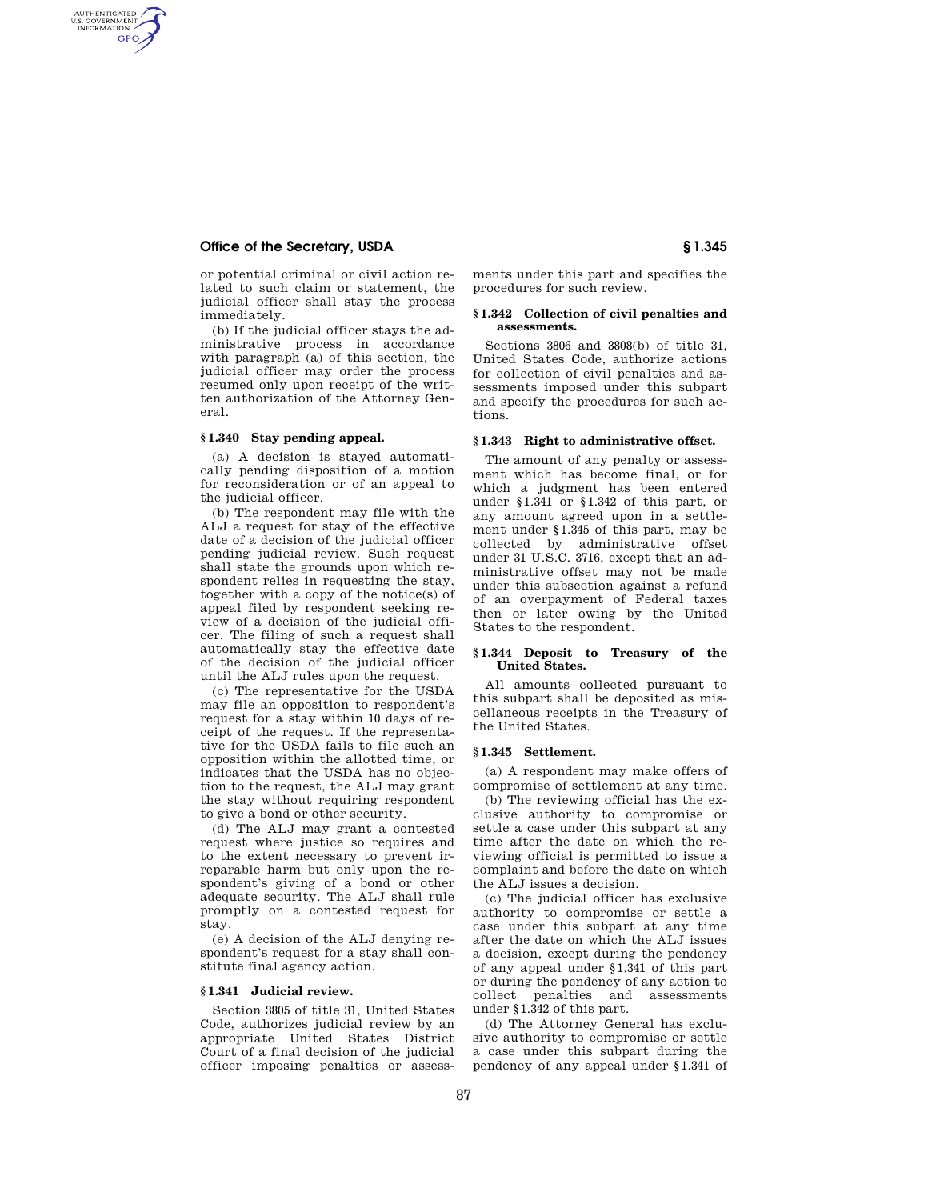or potential criminal or civil action related to such claim or statement, the judicial officer shall stay the process immediately.

(b) If the judicial officer stays the administrative process in accordance with paragraph (a) of this section, the judicial officer may order the process resumed only upon receipt of the written authorization of the Attorney General.

### § 1.340 Stay pending appeal.

(a) A decision is stayed automatically pending disposition of a motion for reconsideration or of an appeal to the judicial officer.

(b) The respondent may file with the ALJ a request for stay of the effective date of a decision of the judicial officer pending judicial review. Such request shall state the grounds upon which respondent relies in requesting the stay, together with a copy of the notice(s) of appeal filed by respondent seeking review of a decision of the judicial officer. The filing of such a request shall automatically stay the effective date of the decision of the judicial officer until the ALJ rules upon the request.

(c) The representative for the USDA may file an opposition to respondent's request for a stay within 10 days of receipt of the request. If the representative for the USDA fails to file such an opposition within the allotted time, or indicates that the USDA has no objection to the request, the ALJ may grant the stay without requiring respondent to give a bond or other security.

(d) The ALJ may grant a contested request where justice so requires and to the extent necessary to prevent irreparable harm but only upon the respondent's giving of a bond or other adequate security. The ALJ shall rule promptly on a contested request for stay.

(e) A decision of the ALJ denying respondent's request for a stay shall constitute final agency action.

### § 1.341 Judicial review.

Section 3805 of title 31, United States Code, authorizes judicial review by an appropriate United States District Court of a final decision of the judicial officer imposing penalties or assessments under this part and specifies the procedures for such review.

### § 1.342 Collection of civil penalties and assessments.

Sections 3806 and 3808(b) of title 31, United States Code, authorize actions for collection of civil penalties and assessments imposed under this subpart and specify the procedures for such actions.

### § 1.343 Right to administrative offset.

The amount of any penalty or assessment which has become final, or for which a judgment has been entered under § 1.341 or § 1.342 of this part, or any amount agreed upon in a settlement under § 1.345 of this part, may be collected by administrative offset under 31 U.S.C. 3716, except that an administrative offset may not be made under this subsection against a refund of an overpayment of Federal taxes then or later owing by the United States to the respondent.

### § 1.344 Deposit to Treasury of the United States.

All amounts collected pursuant to this subpart shall be deposited as miscellaneous receipts in the Treasury of the United States.

### § 1.345 Settlement.

(a) A respondent may make offers of compromise of settlement at any time.

(b) The reviewing official has the exclusive authority to compromise or settle a case under this subpart at any time after the date on which the reviewing official is permitted to issue a complaint and before the date on which the ALJ issues a decision.

(c) The judicial officer has exclusive authority to compromise or settle a case under this subpart at any time after the date on which the ALJ issues a decision, except during the pendency of any appeal under § 1.341 of this part or during the pendency of any action to collect penalties and assessments under § 1.342 of this part.

(d) The Attorney General has exclusive authority to compromise or settle a case under this subpart during the pendency of any appeal under § 1.341 of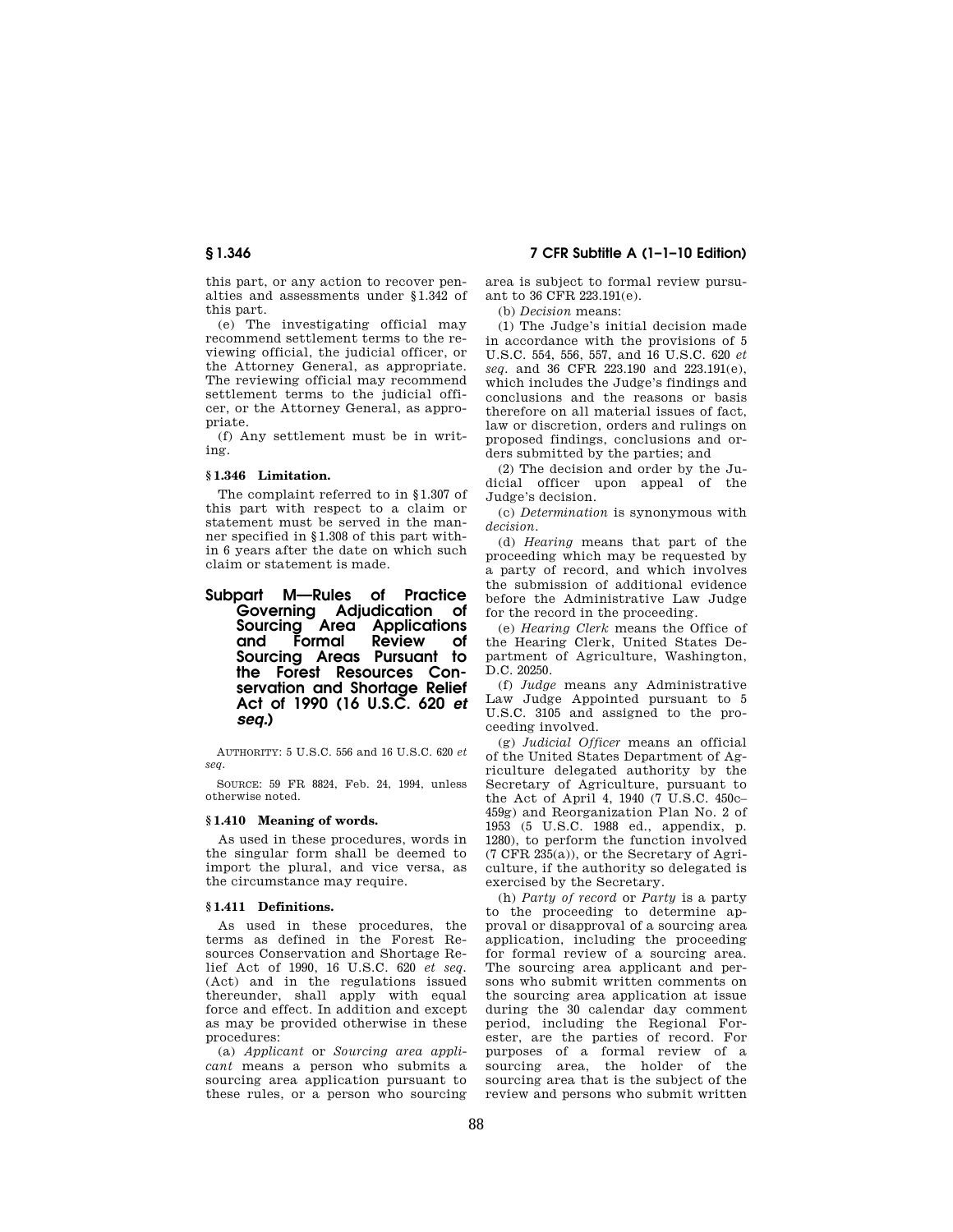this part, or any action to recover penalties and assessments under §1.342 of this part.

(e) The investigating official may recommend settlement terms to the reviewing official, the judicial officer, or the Attorney General, as appropriate. The reviewing official may recommend settlement terms to the judicial officer, or the Attorney General, as appropriate.

(f) Any settlement must be in writing.

#### §1.346 Limitation.

The complaint referred to in §1.307 of this part with respect to a claim or statement must be served in the manner specified in §1.308 of this part within 6 years after the date on which such claim or statement is made.

## Subpart M—Rules of Practice Governing Adjudication of Sourcing Area Applications and Formal Review of Sourcing Areas Pursuant to the Forest Resources Conservation and Shortage Relief Act of 1990 (16 U.S.C. 620 *et seq.*)

AUTHORITY: 5 U.S.C. 556 and 16 U.S.C. 620 *et seq.*

SOURCE: 59 FR 8824, Feb. 24, 1994, unless otherwise noted.

#### §1.410 Meaning of words.

As used in these procedures, words in the singular form shall be deemed to import the plural, and vice versa, as the circumstance may require.

#### §1.411 Definitions.

As used in these procedures, the terms as defined in the Forest Resources Conservation and Shortage Relief Act of 1990, 16 U.S.C. 620 *et seq.* (Act) and in the regulations issued thereunder, shall apply with equal force and effect. In addition and except as may be provided otherwise in these procedures:

(a) *Applicant* or *Sourcing area applicant* means a person who submits a sourcing area application pursuant to these rules, or a person who sourcing area is subject to formal review pursuant to 36 CFR 223.191(e).

(b) *Decision* means:

(1) The Judge's initial decision made in accordance with the provisions of 5 U.S.C. 554, 556, 557, and 16 U.S.C. 620 *et seq.* and 36 CFR 223.190 and 223.191(e), which includes the Judge's findings and conclusions and the reasons or basis therefore on all material issues of fact, law or discretion, orders and rulings on proposed findings, conclusions and orders submitted by the parties; and

(2) The decision and order by the Judicial officer upon appeal of the Judge's decision.

(c) *Determination* is synonymous with *decision*.

(d) *Hearing* means that part of the proceeding which may be requested by a party of record, and which involves the submission of additional evidence before the Administrative Law Judge for the record in the proceeding.

(e) *Hearing Clerk* means the Office of the Hearing Clerk, United States Department of Agriculture, Washington, D.C. 20250.

(f) *Judge* means any Administrative Law Judge Appointed pursuant to 5 U.S.C. 3105 and assigned to the proceeding involved.

(g) *Judicial Officer* means an official of the United States Department of Agriculture delegated authority by the Secretary of Agriculture, pursuant to the Act of April 4, 1940 (7 U.S.C. 450c–459g) and Reorganization Plan No. 2 of 1953 (5 U.S.C. 1988 ed., appendix, p. 1280), to perform the function involved (7 CFR 235(a)), or the Secretary of Agriculture, if the authority so delegated is exercised by the Secretary.

(h) *Party of record* or *Party* is a party to the proceeding to determine approval or disapproval of a sourcing area application, including the proceeding for formal review of a sourcing area. The sourcing area applicant and persons who submit written comments on the sourcing area application at issue during the 30 calendar day comment period, including the Regional Forester, are the parties of record. For purposes of a formal review of a sourcing area, the holder of the sourcing area that is the subject of the review and persons who submit written